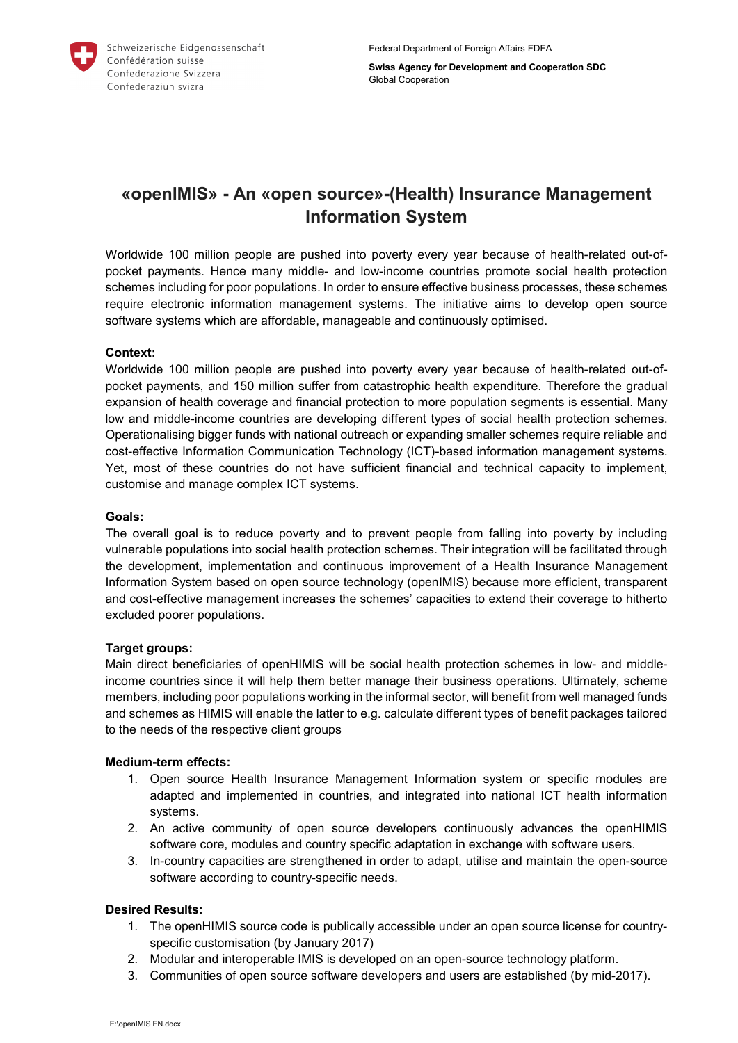Schweizerische Eidgenossenschaft
Confédération suisse
Confederazione Svizzera
Confederaziun svizra

Federal Department of Foreign Affairs FDFA

**Swiss Agency for Development and Cooperation SDC**
Global Cooperation

# «openIMIS» - An «open source»-(Health) Insurance Management Information System

Worldwide 100 million people are pushed into poverty every year because of health-related out-of-pocket payments. Hence many middle- and low-income countries promote social health protection schemes including for poor populations. In order to ensure effective business processes, these schemes require electronic information management systems. The initiative aims to develop open source software systems which are affordable, manageable and continuously optimised.

**Context:**
Worldwide 100 million people are pushed into poverty every year because of health-related out-of-pocket payments, and 150 million suffer from catastrophic health expenditure. Therefore the gradual expansion of health coverage and financial protection to more population segments is essential. Many low and middle-income countries are developing different types of social health protection schemes. Operationalising bigger funds with national outreach or expanding smaller schemes require reliable and cost-effective Information Communication Technology (ICT)-based information management systems. Yet, most of these countries do not have sufficient financial and technical capacity to implement, customise and manage complex ICT systems.

**Goals:**
The overall goal is to reduce poverty and to prevent people from falling into poverty by including vulnerable populations into social health protection schemes. Their integration will be facilitated through the development, implementation and continuous improvement of a Health Insurance Management Information System based on open source technology (openIMIS) because more efficient, transparent and cost-effective management increases the schemes' capacities to extend their coverage to hitherto excluded poorer populations.

**Target groups:**
Main direct beneficiaries of openHIMIS will be social health protection schemes in low- and middle-income countries since it will help them better manage their business operations. Ultimately, scheme members, including poor populations working in the informal sector, will benefit from well managed funds and schemes as HIMIS will enable the latter to e.g. calculate different types of benefit packages tailored to the needs of the respective client groups

**Medium-term effects:**

1. Open source Health Insurance Management Information system or specific modules are adapted and implemented in countries, and integrated into national ICT health information systems.
2. An active community of open source developers continuously advances the openHIMIS software core, modules and country specific adaptation in exchange with software users.
3. In-country capacities are strengthened in order to adapt, utilise and maintain the open-source software according to country-specific needs.

**Desired Results:**

1. The openHIMIS source code is publically accessible under an open source license for country-specific customisation (by January 2017)
2. Modular and interoperable IMIS is developed on an open-source technology platform.
3. Communities of open source software developers and users are established (by mid-2017).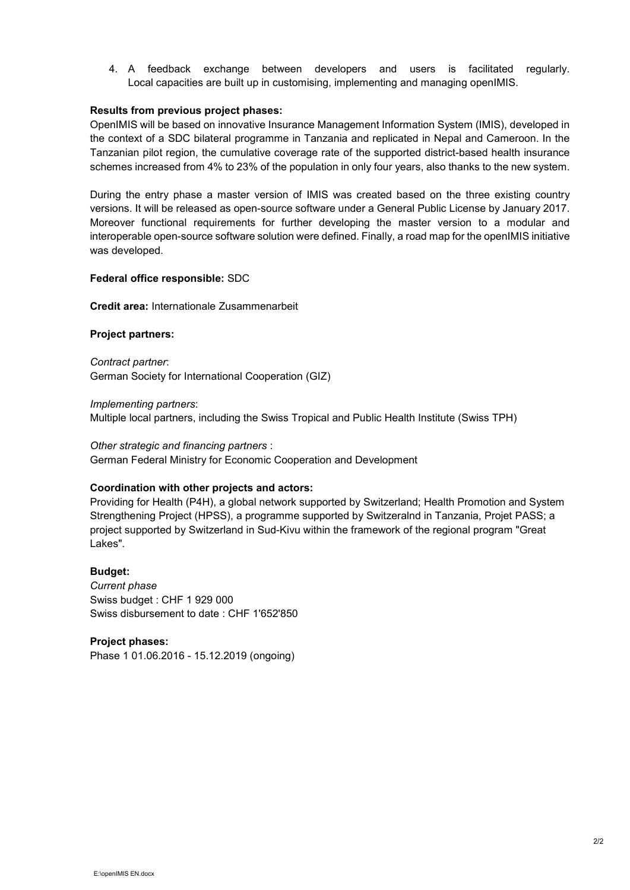4. A feedback exchange between developers and users is facilitated regularly. Local capacities are built up in customising, implementing and managing openIMIS.

**Results from previous project phases:**
OpenIMIS will be based on innovative Insurance Management Information System (IMIS), developed in the context of a SDC bilateral programme in Tanzania and replicated in Nepal and Cameroon. In the Tanzanian pilot region, the cumulative coverage rate of the supported district-based health insurance schemes increased from 4% to 23% of the population in only four years, also thanks to the new system.

During the entry phase a master version of IMIS was created based on the three existing country versions. It will be released as open-source software under a General Public License by January 2017. Moreover functional requirements for further developing the master version to a modular and interoperable open-source software solution were defined. Finally, a road map for the openIMIS initiative was developed.

**Federal office responsible:** SDC

**Credit area:** Internationale Zusammenarbeit

**Project partners:**

*Contract partner*:
German Society for International Cooperation (GIZ)

*Implementing partners*:
Multiple local partners, including the Swiss Tropical and Public Health Institute (Swiss TPH)

*Other strategic and financing partners* :
German Federal Ministry for Economic Cooperation and Development

**Coordination with other projects and actors:**
Providing for Health (P4H), a global network supported by Switzerland; Health Promotion and System Strengthening Project (HPSS), a programme supported by Switzeralnd in Tanzania, Projet PASS; a project supported by Switzerland in Sud-Kivu within the framework of the regional program "Great Lakes".

**Budget:**
*Current phase*
Swiss budget : CHF 1 929 000
Swiss disbursement to date : CHF 1'652'850

**Project phases:**
Phase 1 01.06.2016 - 15.12.2019 (ongoing)

E:\openIMIS EN.docx